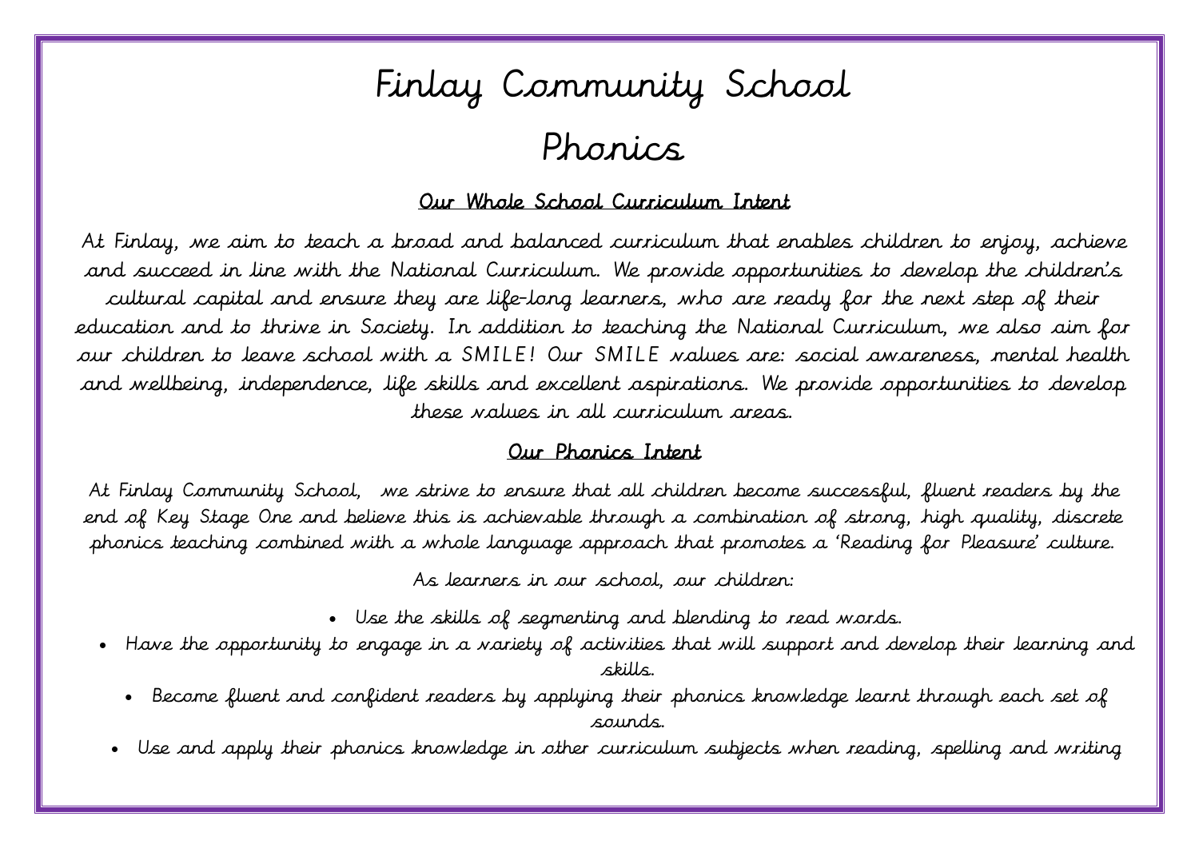# Finlay Community School

# Phonics

## Our Whole School Curriculum Intent

At Finlay, we aim to teach a broad and balanced curriculum that enables children to enjoy, achieve and succeed in line with the National Curriculum. We provide opportunities to develop the children's cultural capital and ensure they are life-long learners, who are ready for the next step of their education and to thrive in Society. In addition to teaching the National Curriculum, we also aim for our children to leave school with a SMILE! Our SMILE values are: social awareness, mental health and wellbeing, independence, life skills and excellent aspirations. We provide opportunities to develop these values in all curriculum areas.

## Our Phonics Intent

At Finlay Community School, we strive to ensure that all children become successful, fluent readers by the end of Key Stage One and believe this is achievable through a combination of strong, high quality, discrete phonics teaching combined with a whole language approach that promotes a 'Reading for Pleasure' culture.

As learners in our school, our children:

- Use the skills of segmenting and blending to read words.
- Have the opportunity to engage in a variety of activities that will support and develop their learning and skills.
- Become fluent and confident readers by applying their phonics knowledge learnt through each set of sounds.
- Use and apply their phonics knowledge in other curriculum subjects when reading, spelling and writing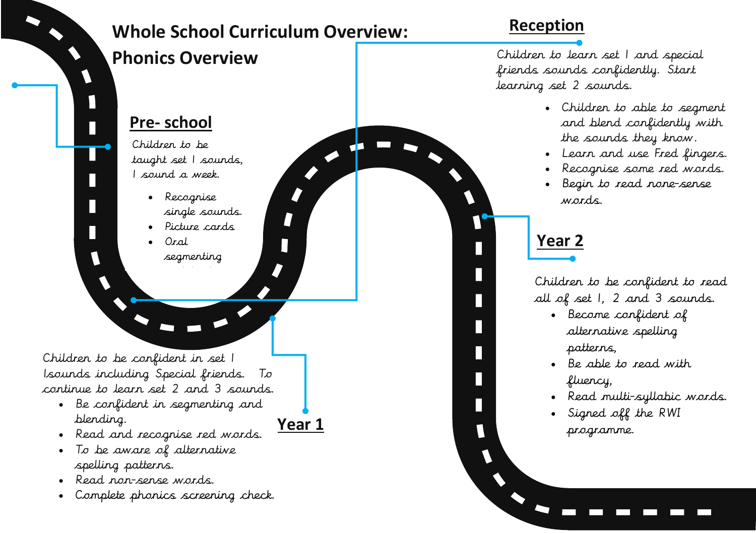# Whole School Curriculum Overview:
# Phonics Overview

## Pre- school

Children to be taught set 1 sounds, 1 sound a week.

- Recognise single sounds.
- Picture cards
- Oral segmenting

## Reception

Children to learn set 1 and special friends sounds confidently. Start learning set 2 sounds.

- Children to able to segment and blend confidently with the sounds they know.
- Learn and use Fred fingers.
- Recognise some red words.
- Begin to read none-sense words.

## Year 1

Children to be confident in set 1 1sounds including Special friends. To continue to learn set 2 and 3 sounds.

- Be confident in segmenting and blending.
- Read and recognise red words.
- To be aware of alternative spelling patterns.
- Read non-sense words.
- Complete phonics screening check.

## Year 2

Children to be confident to read all of set 1, 2 and 3 sounds.

- Become confident of alternative spelling patterns,
- Be able to read with fluency,
- Read multi-syllabic words.
- Signed off the RWI programme.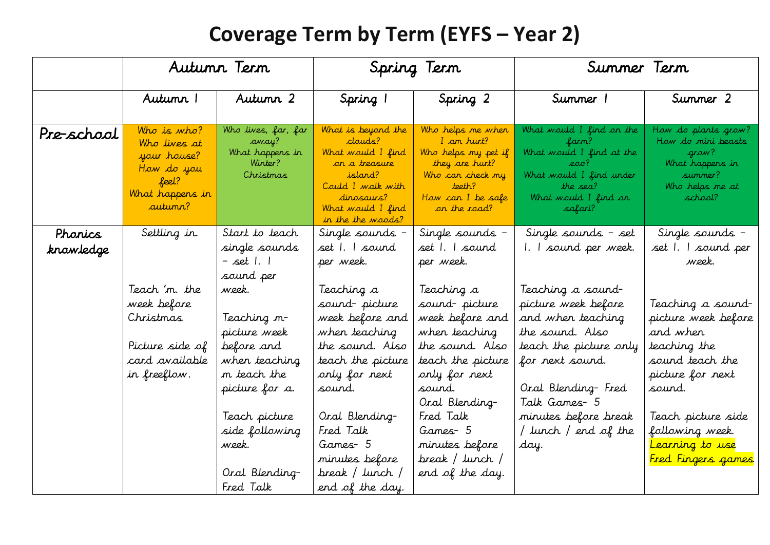# Coverage Term by Term (EYFS – Year 2)

| | Autumn Term | | Spring Term | | Summer Term | |
|---|---|---|---|---|---|---|
| | Autumn 1 | Autumn 2 | Spring 1 | Spring 2 | Summer 1 | Summer 2 |
| Pre-school | Who is who? Who lives at your house? How do you feel? What happens in autumn? | Who lives, far, far away? What happens in Winter? Christmas | What is beyond the clouds? What would I find on a treasure island? Could I walk with dinosaurs? What would I find in the the woods? | Who helps me when I am hurt? Who helps my pet if they are hurt? Who can check my teeth? How can I be safe on the road? | What would I find on the farm? What would I find at the zoo? What would I find under the sea? What would I find on safari? | How do plants grow? How do mini beasts grow? What happens in summer? Who helps me at school? |
| Phonics knowledge | Settling in.<br><br>Teach 'm. the week before Christmas<br><br>Picture side of card available in freeflow. | Start to teach single sounds – set 1. 1 sound per week.<br><br>Teaching m-picture week before and when teaching m teach the picture for a.<br><br>Teach picture side following week.<br><br>Oral Blending-Fred Talk | Single sounds – set 1. 1 sound per week.<br><br>Teaching a sound- picture week before and when teaching the sound. Also teach the picture only for next sound.<br><br>Oral Blending- Fred Talk Games- 5 minutes before break / lunch / end of the day. | Single sounds – set 1. 1 sound per week.<br><br>Teaching a sound- picture week before and when teaching the sound. Also teach the picture only for next sound.<br>Oral Blending- Fred Talk Games- 5 minutes before break / lunch / end of the day. | Single sounds – set 1. 1 sound per week.<br><br>Teaching a sound- picture week before and when teaching the sound. Also teach the picture only for next sound.<br><br>Oral Blending- Fred Talk Games- 5 minutes before break / lunch / end of the day. | Single sounds – set 1. 1 sound per week.<br><br>Teaching a sound- picture week before and when teaching the sound teach the picture for next sound.<br><br>Teach picture side following week.<br>Learning to use Fred Fingers games |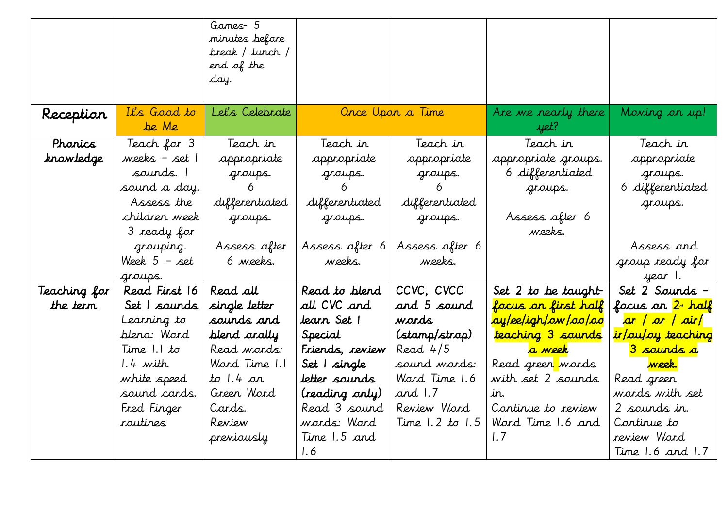| | | Games- 5 minutes before break / lunch / end of the day. | | | | |
|---|---|---|---|---|---|---|
| **Reception** | It's Good to be Me | Let's Celebrate | Once Upon a Time | | Are we nearly there yet? | Moving on up! |
| **Phonics knowledge** | Teach for 3 weeks – set 1 sounds. 1 sound a day. Assess the children week 3 ready for grouping. Week 5 – set groups. | Teach in appropriate groups. 6 differentiated groups. Assess after 6 weeks. | Teach in appropriate groups. 6 differentiated groups. Assess after 6 weeks. | Teach in appropriate groups. 6 differentiated groups. Assess after 6 weeks. | Teach in appropriate groups. 6 differentiated groups. Assess after 6 weeks. | Teach in appropriate groups. 6 differentiated groups. Assess and group ready for year 1. |
| **Teaching for the term** | **Read First 16 Set 1 sounds** Learning to blend: Word Time 1.1 to 1.4 with white speed sound cards. Fred Finger routines | **Read all single letter sounds and blend orally** Read words: Word Time 1.1 to 1.4 on Green Word Cards. Review previously | **Read to blend all CVC and learn Set 1 Special Friends, review Set 1 single letter sounds (reading only)** Read 3 sound words: Word Time 1.5 and 1.6 | **CCVC, CVCC and 5 sound words (stamp/strap)** Read 4/5 sound words: Word Time 1.6 and 1.7 Review Word Time 1.2 to 1.5 | **Set 2 to be taught- focus on first half ay/ee/igh/ow/oo/oo teaching 3 sounds a week** Read green words with set 2 sounds in. Continue to review Word Time 1.6 and 1.7 | **Set 2 Sounds – focus on 2nd half ar / or / air/ ir/ou/oy teaching 3 sounds a week.** Read green words with set 2 sounds in. Continue to review Word Time 1.6 and 1.7 |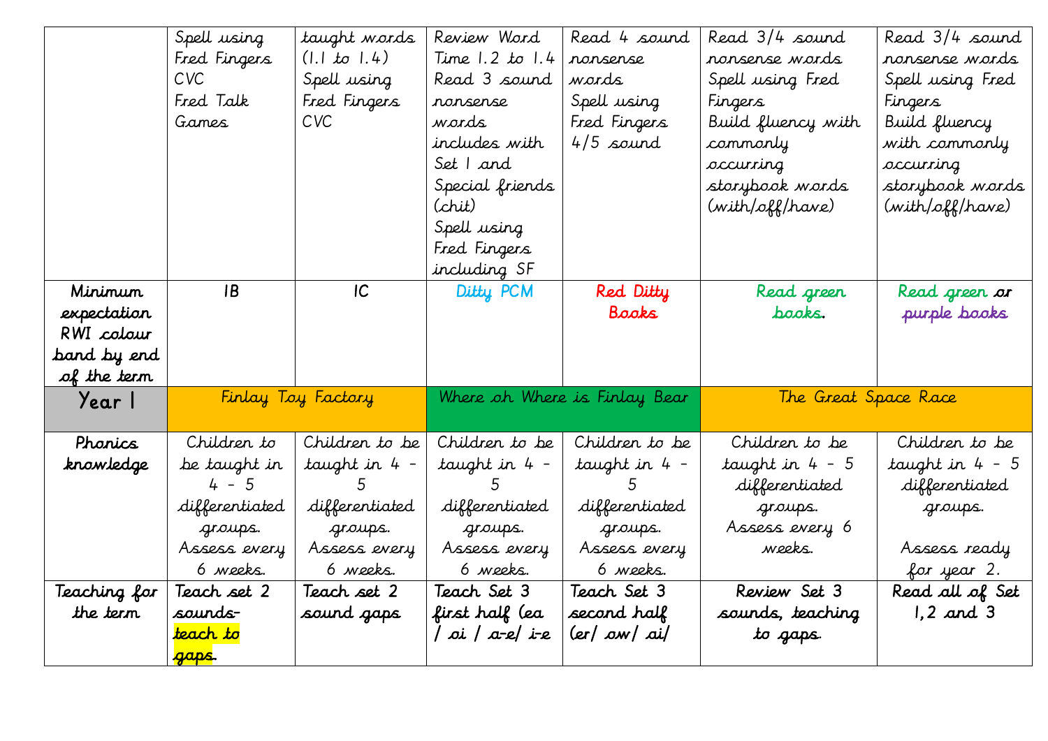|  |  |  |  |  |  |  |
|---|---|---|---|---|---|---|
|  | Spell using Fred Fingers CVC Fred Talk Games | taught words (1.1 to 1.4) Spell using Fred Fingers CVC | Review Word Time 1.2 to 1.4 Read 3 sound nonsense words includes with Set 1 and Special friends (chit) Spell using Fred Fingers including SF | Read 4 sound nonsense words Spell using Fred Fingers 4/5 sound | Read 3/4 sound nonsense words Spell using Fred Fingers Build fluency with commonly occurring storybook words (with/off/have) | Read 3/4 sound nonsense words Spell using Fred Fingers Build fluency with commonly occurring storybook words (with/off/have) |
| Minimum expectation RWI colour band by end of the term | 1B | 1C | Ditty PCM | Red Ditty Books | Read green books. | Read green or purple books |
| **Year 1** | Finlay Toy Factory |  | Where oh Where is Finlay Bear |  | The Great Space Race |  |
| **Phonics knowledge** | Children to be taught in 4 - 5 differentiated groups. Assess every 6 weeks. | Children to be taught in 4 - 5 differentiated groups. Assess every 6 weeks. | Children to be taught in 4 - 5 differentiated groups. Assess every 6 weeks. | Children to be taught in 4 - 5 differentiated groups. Assess every 6 weeks. | Children to be taught in 4 - 5 differentiated groups. Assess every 6 weeks. | Children to be taught in 4 - 5 differentiated groups. Assess ready for year 2. |
| Teaching for the term | **Teach set 2 sounds- teach to gaps.** | **Teach set 2 sound gaps** | **Teach Set 3 first half (ea / oi / a-e/ i-e** | **Teach Set 3 second half (er/ ow/ ai/** | **Review Set 3 sounds, teaching to gaps.** | **Read all of Set 1,2 and 3** |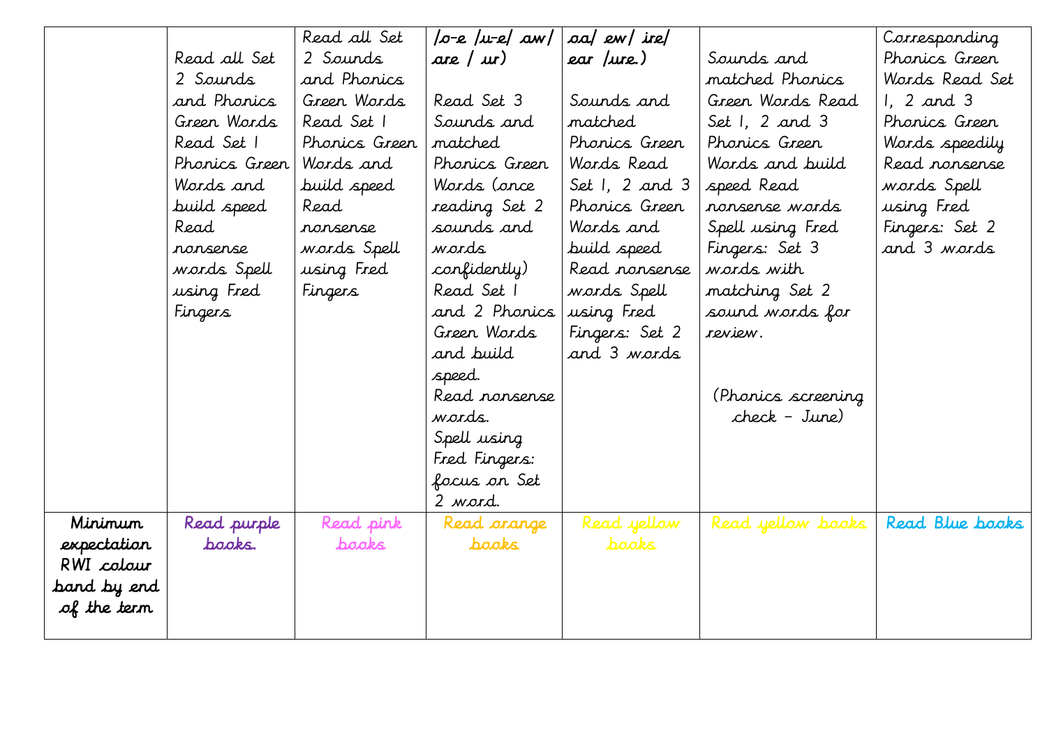| | | | | | | |
|---|---|---|---|---|---|---|
| | Read all Set 2 Sounds and Phonics Green Words Read Set 1 Phonics Green Words and build speed Read nonsense words Spell using Fred Fingers | Read all Set 2 Sounds and Phonics Green Words Read Set 1 Phonics Green Words and build speed Read nonsense words Spell using Fred Fingers | /o-e /u-e/ aw/ are / ur) Read Set 3 Sounds and matched Phonics Green Words (once reading Set 2 sounds and words confidently) Read Set 1 and 2 Phonics Green Words and build speed. Read nonsense words. Spell using Fred Fingers: focus on Set 2 word. | oo/ ew/ ire/ ear /ure.) Sounds and matched Phonics Green Words Read Set 1, 2 and 3 Phonics Green Words and build speed Read nonsense words Spell using Fred Fingers: Set 2 and 3 words | Sounds and matched Phonics Green Words Read Set 1, 2 and 3 Phonics Green Words and build speed Read nonsense words Spell using Fred Fingers: Set 3 words with matching Set 2 sound words for review. (Phonics screening check – June) | Corresponding Phonics Green Words Read Set 1, 2 and 3 Phonics Green Words speedily Read nonsense words Spell using Fred Fingers: Set 2 and 3 words |
| Minimum expectation RWI colour band by end of the term | Read purple books. | Read pink books | Read orange books | Read yellow books | Read yellow books | Read Blue books |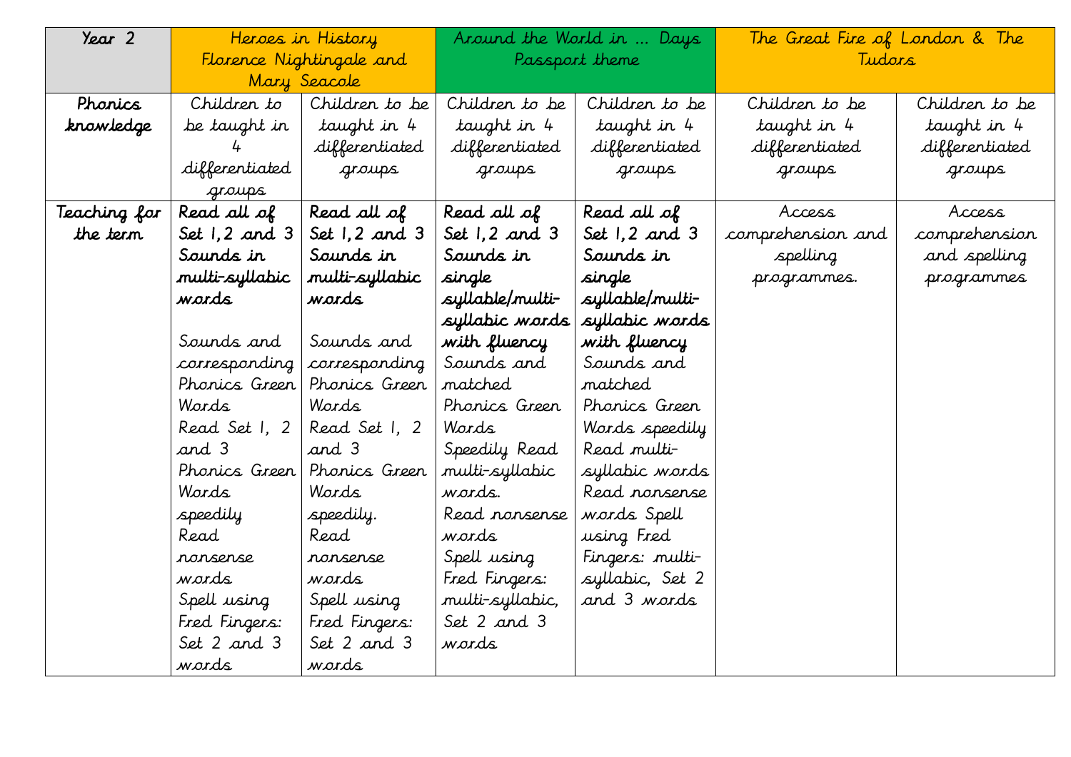| Year 2 | Heroes in History Florence Nightingale and Mary Seacole | | Around the World in … Days Passport theme | | The Great Fire of London & The Tudors | |
|---|---|---|---|---|---|---|
| **Phonics knowledge** | Children to be taught in 4 differentiated groups | Children to be taught in 4 differentiated groups | Children to be taught in 4 differentiated groups | Children to be taught in 4 differentiated groups | Children to be taught in 4 differentiated groups | Children to be taught in 4 differentiated groups |
| **Teaching for the term** | **Read all of Set 1,2 and 3 Sounds in multi-syllabic words**<br><br>Sounds and corresponding Phonics Green Words<br>Read Set 1, 2 and 3 Phonics Green Words speedily<br>Read nonsense words<br>Spell using Fred Fingers: Set 2 and 3 words | **Read all of Set 1,2 and 3 Sounds in multi-syllabic words**<br><br>Sounds and corresponding Phonics Green Words<br>Read Set 1, 2 and 3 Phonics Green Words speedily.<br>Read nonsense words<br>Spell using Fred Fingers: Set 2 and 3 words | **Read all of Set 1,2 and 3 Sounds in single syllable/multi-syllabic words with fluency**<br>Sounds and matched Phonics Green Words<br>Speedily Read multi-syllabic words.<br>Read nonsense words<br>Spell using Fred Fingers: multi-syllabic, Set 2 and 3 words | **Read all of Set 1,2 and 3 Sounds in single syllable/multi-syllabic words with fluency**<br>Sounds and matched Phonics Green Words speedily<br>Read multi-syllabic words<br>Read nonsense words Spell using Fred Fingers: multi-syllabic, Set 2 and 3 words | Access comprehension and spelling programmes. | Access comprehension and spelling programmes |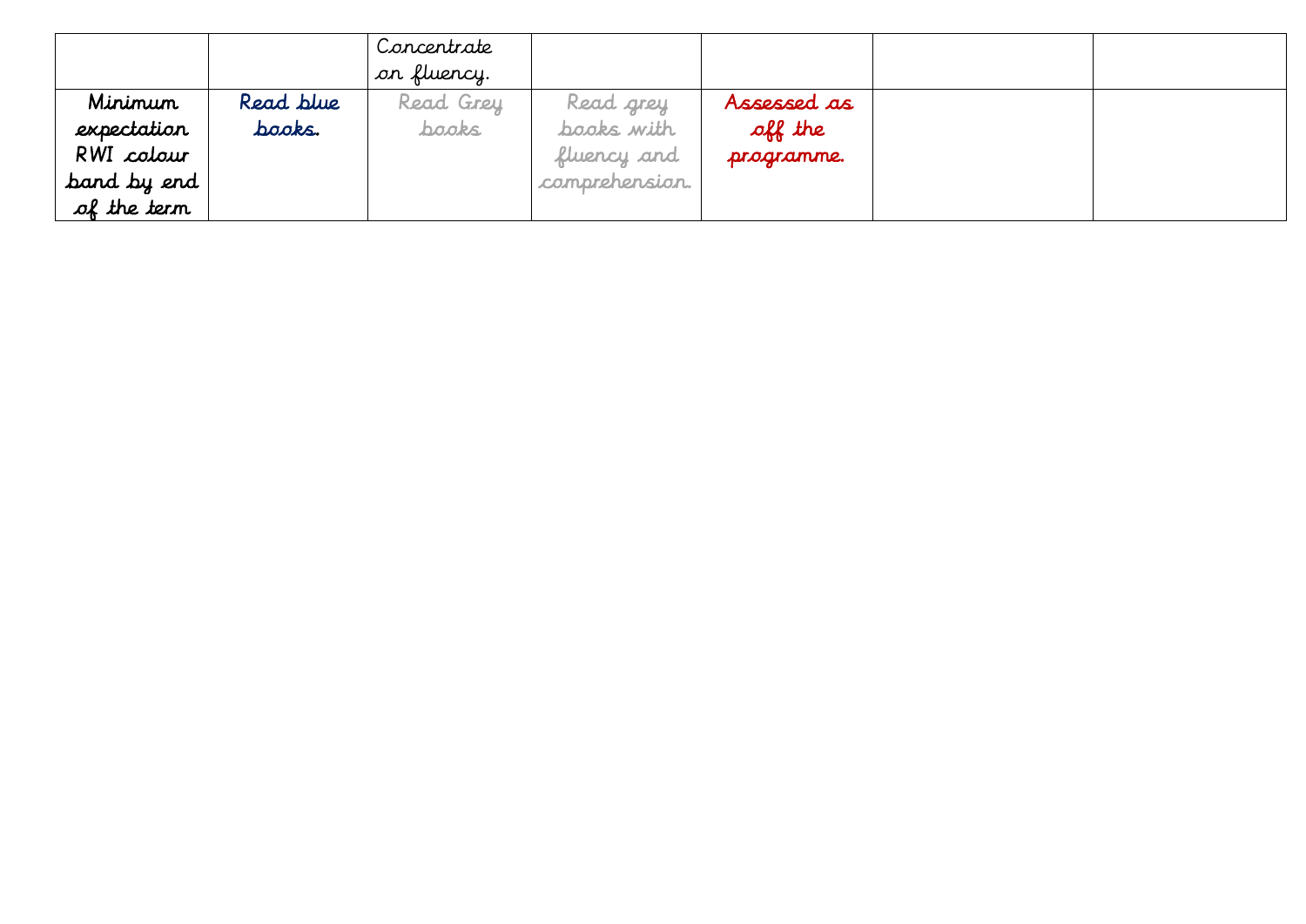|  |  |  |  |  |  |  |
|---|---|---|---|---|---|---|
|  |  | Concentrate on fluency. |  |  |  |  |
| Minimum expectation RWI colour band by end of the term | Read blue books. | Read Grey books | Read grey books with fluency and comprehension. | Assessed as off the programme. |  |  |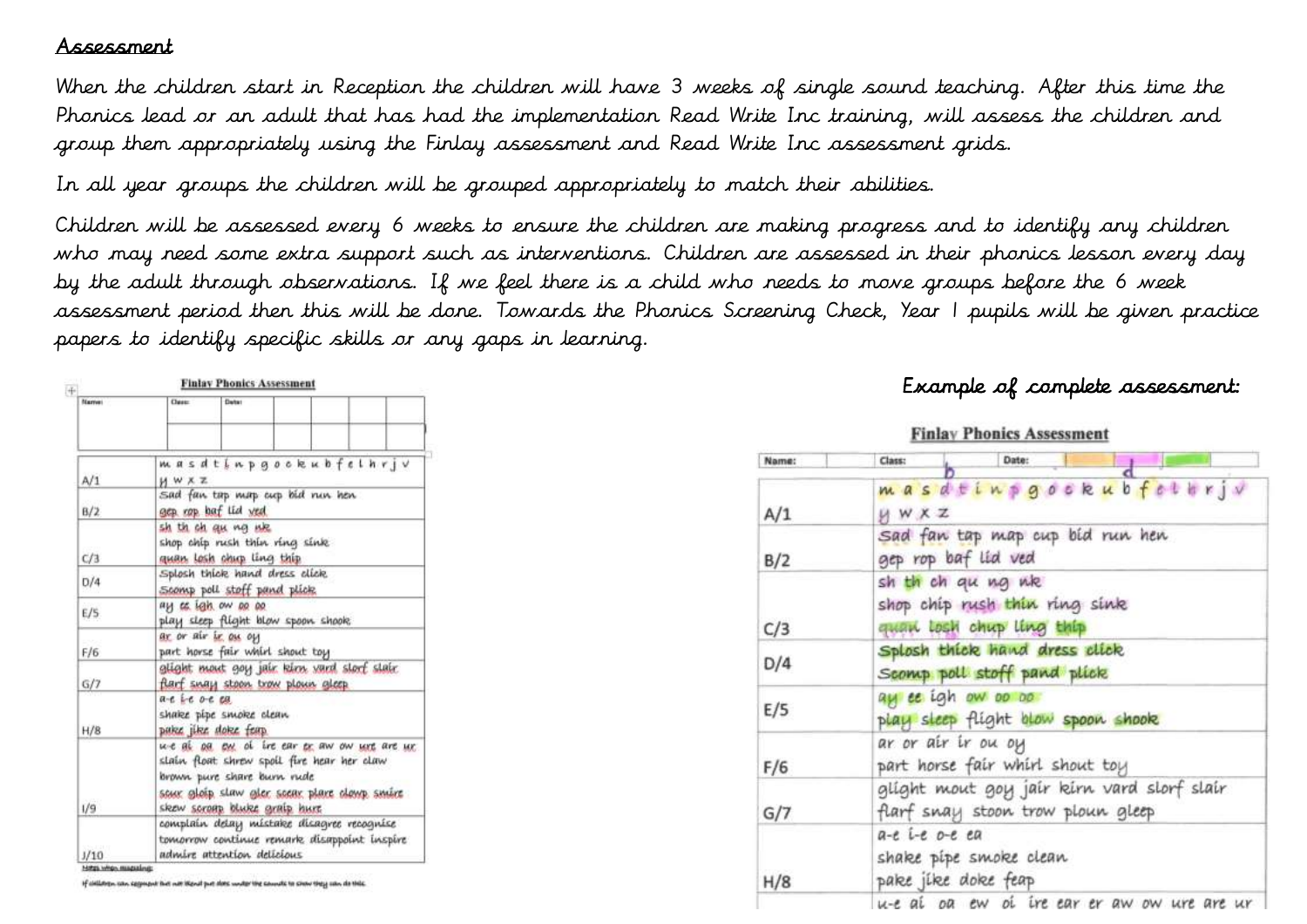## Assessment

When the children start in Reception the children will have 3 weeks of single sound teaching. After this time the Phonics lead or an adult that has had the implementation Read Write Inc training, will assess the children and group them appropriately using the Finlay assessment and Read Write Inc assessment grids.

In all year groups the children will be grouped appropriately to match their abilities.

Children will be assessed every 6 weeks to ensure the children are making progress and to identify any children who may need some extra support such as interventions. Children are assessed in their phonics lesson every day by the adult through observations. If we feel there is a child who needs to move groups before the 6 week assessment period then this will be done. Towards the Phonics Screening Check, Year 1 pupils will be given practice papers to identify specific skills or any gaps in learning.

**Finlay Phonics Assessment**

| Name: | Class: | Date: |
|---|---|---|
| A/1 | m a s d t i n p g o c k u b f e l h r j v y w x z | |
| B/2 | sad fan tap map cup bid run hen<br>gep rop baf lid ved | |
| C/3 | sh th ch qu ng nk<br>shop chip rush thin ring sink<br>quan losh chup ling thip | |
| D/4 | Splosh thick hand dress click<br>Scomp poll stoff pand plick | |
| E/5 | ay ee igh ow oo oo<br>play sleep flight blow spoon shook | |
| F/6 | ar or air ir ou oy<br>part horse fair whirl shout toy | |
| G/7 | glight mout goy jair kirn vard slorf slair<br>flarf snay stoon trow ploun gleep | |
| H/8 | a-e i-e o-e ea<br>shake pipe smoke clean<br>pake jike doke feap | |
| I/9 | u-e ai oa ew oi ire ear er aw ow ure are ur<br>slain float shrew spoil fire hear her claw<br>brown pure share burn rude<br>seur gloip slaw gler scear plare clowp smire<br>skew scroap bluke graip hurt | |
| J/10 | complain delay mistake disagree recognise<br>tomorrow continue remark disappoint inspire<br>admire attention delicious | |

Notes when assessing:

If children can segment but not blend put dots under the sounds to show they can do this.

Example of complete assessment:

**Finlay Phonics Assessment**

| Name: | Class: | Date: |
|---|---|---|
| A/1 | m a s d t i n p g o c k u b f e l h r j v y w x z | |
| B/2 | sad fan tap map cup bid run hen<br>gep rop baf lid ved | |
| C/3 | sh th ch qu ng nk<br>shop chip rush thin ring sink<br>quan losh chup ling thip | |
| D/4 | Splosh thick hand dress click<br>Scomp poll stoff pand plick | |
| E/5 | ay ee igh ow oo oo<br>play sleep flight blow spoon shook | |
| F/6 | ar or air ir ou oy<br>part horse fair whirl shout toy | |
| G/7 | glight mout goy jair kirn vard slorf slair<br>flarf snay stoon trow ploun gleep | |
| H/8 | a-e i-e o-e ea<br>shake pipe smoke clean<br>pake jike doke feap | |
| | u-e ai oa ew oi ire ear er aw ow ure are ur | |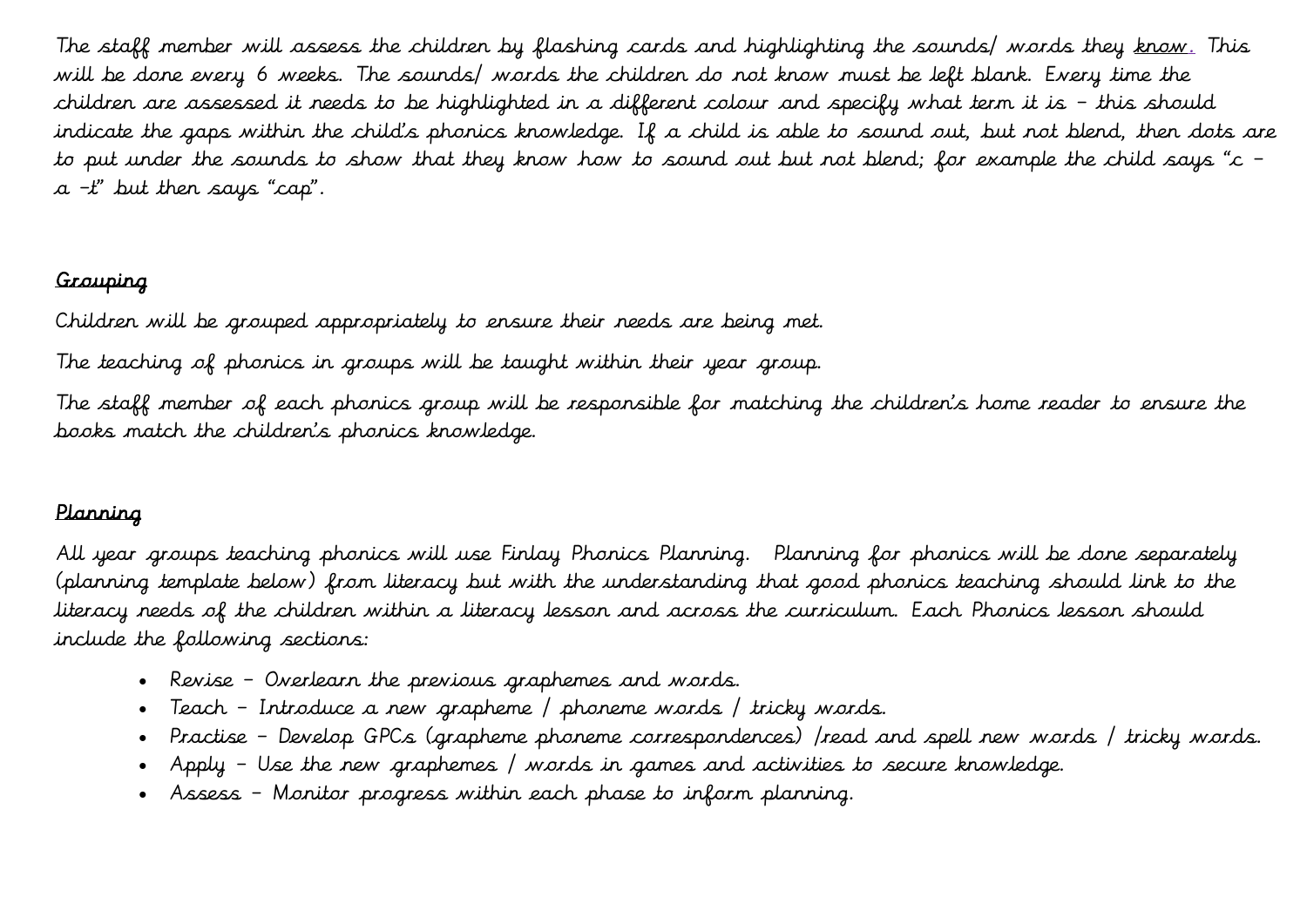The staff member will assess the children by flashing cards and highlighting the sounds/ words they know. This will be done every 6 weeks. The sounds/ words the children do not know must be left blank. Every time the children are assessed it needs to be highlighted in a different colour and specify what term it is – this should indicate the gaps within the child's phonics knowledge. If a child is able to sound out, but not blend, then dots are to put under the sounds to show that they know how to sound out but not blend; for example the child says "c – a –t" but then says "cap".

## Grouping

Children will be grouped appropriately to ensure their needs are being met.

The teaching of phonics in groups will be taught within their year group.

The staff member of each phonics group will be responsible for matching the children's home reader to ensure the books match the children's phonics knowledge.

## Planning

All year groups teaching phonics will use Finlay Phonics Planning. Planning for phonics will be done separately (planning template below) from literacy but with the understanding that good phonics teaching should link to the literacy needs of the children within a literacy lesson and across the curriculum. Each Phonics lesson should include the following sections:

- Revise – Overlearn the previous graphemes and words.
- Teach – Introduce a new grapheme / phoneme words / tricky words.
- Practise – Develop GPCs (grapheme phoneme correspondences) /read and spell new words / tricky words.
- Apply – Use the new graphemes / words in games and activities to secure knowledge.
- Assess – Monitor progress within each phase to inform planning.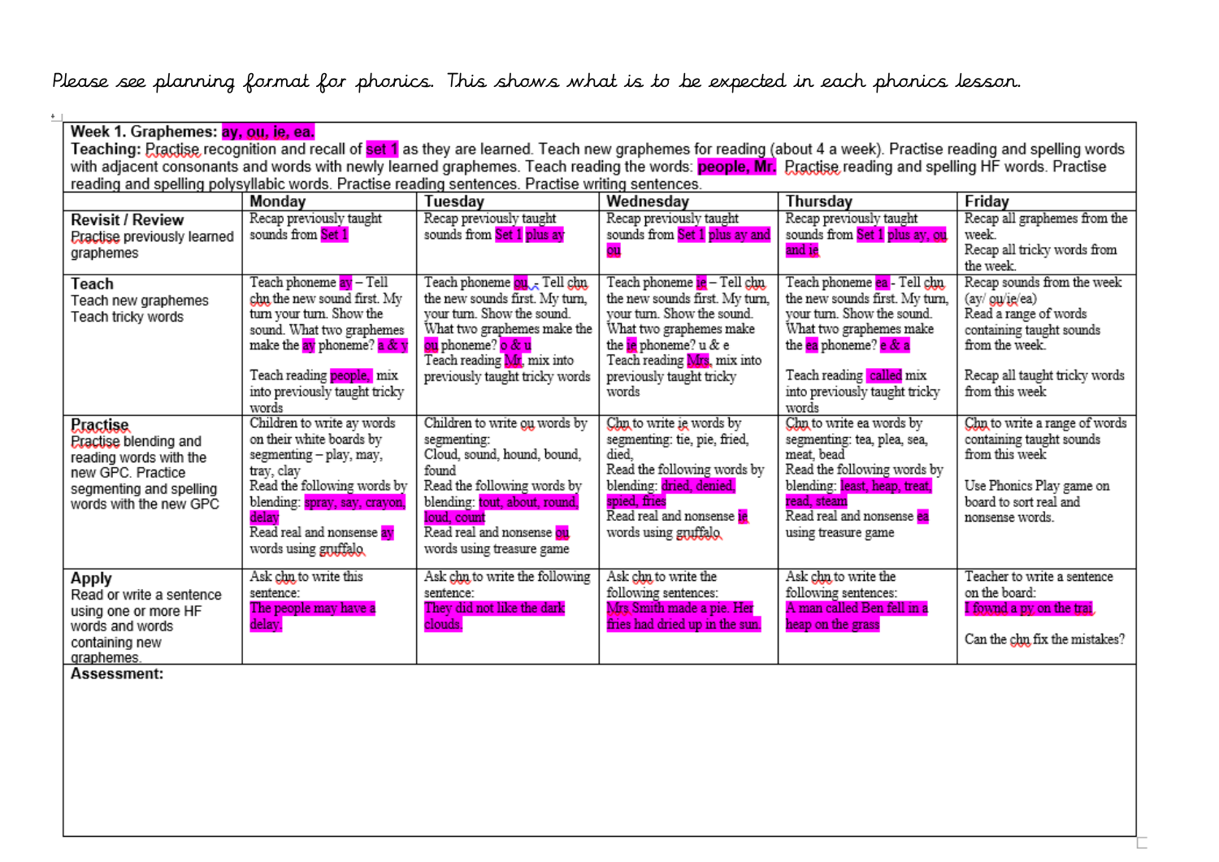Please see planning format for phonics. This shows what is to be expected in each phonics lesson.

| **Week 1. Graphemes: ay, ou, ie, ea.** | | | | | |
|---|---|---|---|---|---|
| **Teaching:** Practise recognition and recall of set 1 as they are learned. Teach new graphemes for reading (about 4 a week). Practise reading and spelling words with adjacent consonants and words with newly learned graphemes. Teach reading the words: **people, Mr.** Practise reading and spelling HF words. Practise reading and spelling polysyllabic words. Practise reading sentences. Practise writing sentences. | | | | | |
| | **Monday** | **Tuesday** | **Wednesday** | **Thursday** | **Friday** |
| **Revisit / Review** Practise previously learned graphemes | Recap previously taught sounds from Set 1 | Recap previously taught sounds from Set 1 plus ay | Recap previously taught sounds from Set 1 plus ay and ou | Recap previously taught sounds from Set 1 plus ay, ou and ie | Recap all graphemes from the week. Recap all tricky words from the week. |
| **Teach** Teach new graphemes Teach tricky words | Teach phoneme ay – Tell chn the new sound first. My turn your turn. Show the sound. What two graphemes make the ay phoneme? a & y<br><br>Teach reading people, mix into previously taught tricky words | Teach phoneme ou - Tell chn the new sounds first. My turn, your turn. Show the sound. What two graphemes make the ou phoneme? o & u<br>Teach reading Mr, mix into previously taught tricky words | Teach phoneme ie – Tell chn the new sounds first. My turn, your turn. Show the sound. What two graphemes make the ie phoneme? u & e<br>Teach reading Mrs, mix into previously taught tricky words | Teach phoneme ea - Tell chn the new sounds first. My turn, your turn. Show the sound. What two graphemes make the ea phoneme? e & a<br><br>Teach reading called mix into previously taught tricky words | Recap sounds from the week (ay/ ou/ie/ea)<br>Read a range of words containing taught sounds from the week.<br><br>Recap all taught tricky words from this week |
| **Practise** Practise blending and reading words with the new GPC. Practice segmenting and spelling words with the new GPC | Children to write ay words on their white boards by segmenting – play, may, tray, clay<br>Read the following words by blending: spray, say, crayon, delay<br>Read real and nonsense ay words using gruffalo | Children to write ou words by segmenting:<br>Cloud, sound, hound, bound, found<br>Read the following words by blending: tout, about, round, loud, count<br>Read real and nonsense ou words using treasure game | Chn to write ie words by segmenting: tie, pie, fried, died,<br>Read the following words by blending: dried, denied, spied, fries<br>Read real and nonsense ie words using gruffalo | Chn to write ea words by segmenting: tea, plea, sea, meat, bead<br>Read the following words by blending: least, heap, treat, read, steam<br>Read real and nonsense ea using treasure game | Chn to write a range of words containing taught sounds from this week<br><br>Use Phonics Play game on board to sort real and nonsense words. |
| **Apply** Read or write a sentence using one or more HF words and words containing new graphemes. | Ask chn to write this sentence:<br>The people may have a delay. | Ask chn to write the following sentence:<br>They did not like the dark clouds. | Ask chn to write the following sentences:<br>Mrs Smith made a pie. Her fries had dried up in the sun. | Ask chn to write the following sentences:<br>A man called Ben fell in a heap on the grass | Teacher to write a sentence on the board:<br>I fownd a py on the trai<br><br>Can the chn fix the mistakes? |
| **Assessment:** | | | | | |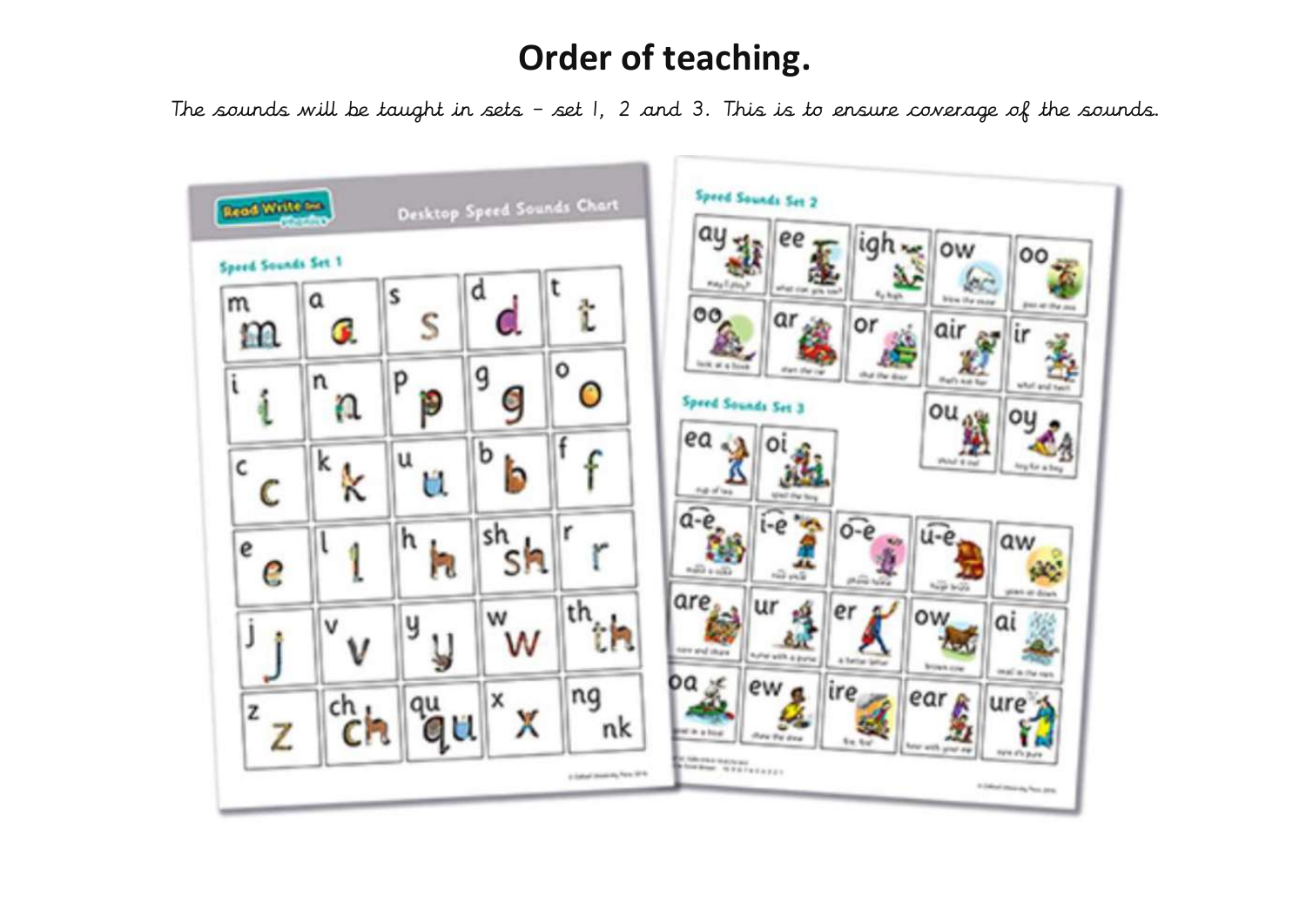# Order of teaching.

*The sounds will be taught in sets – set 1, 2 and 3. This is to ensure coverage of the sounds.*

Read Write Inc. phonics

Desktop Speed Sounds Chart

**Speed Sounds Set 1**

| m | a | s | d | t |
|---|---|---|---|---|
| i | n | p | g | o |
| c | k | u | b | f |
| e | l | h | sh | r |
| j | v | y | w | th |
| z | ch | qu | x | ng nk |

**Speed Sounds Set 2**

ay, ee, igh, ow, oo, oo, ar, or, air, ir, ou, oy

**Speed Sounds Set 3**

ea, oi, a-e, i-e, o-e, u-e, aw, are, ur, er, ow, ai, oa, ew, ire, ear, ure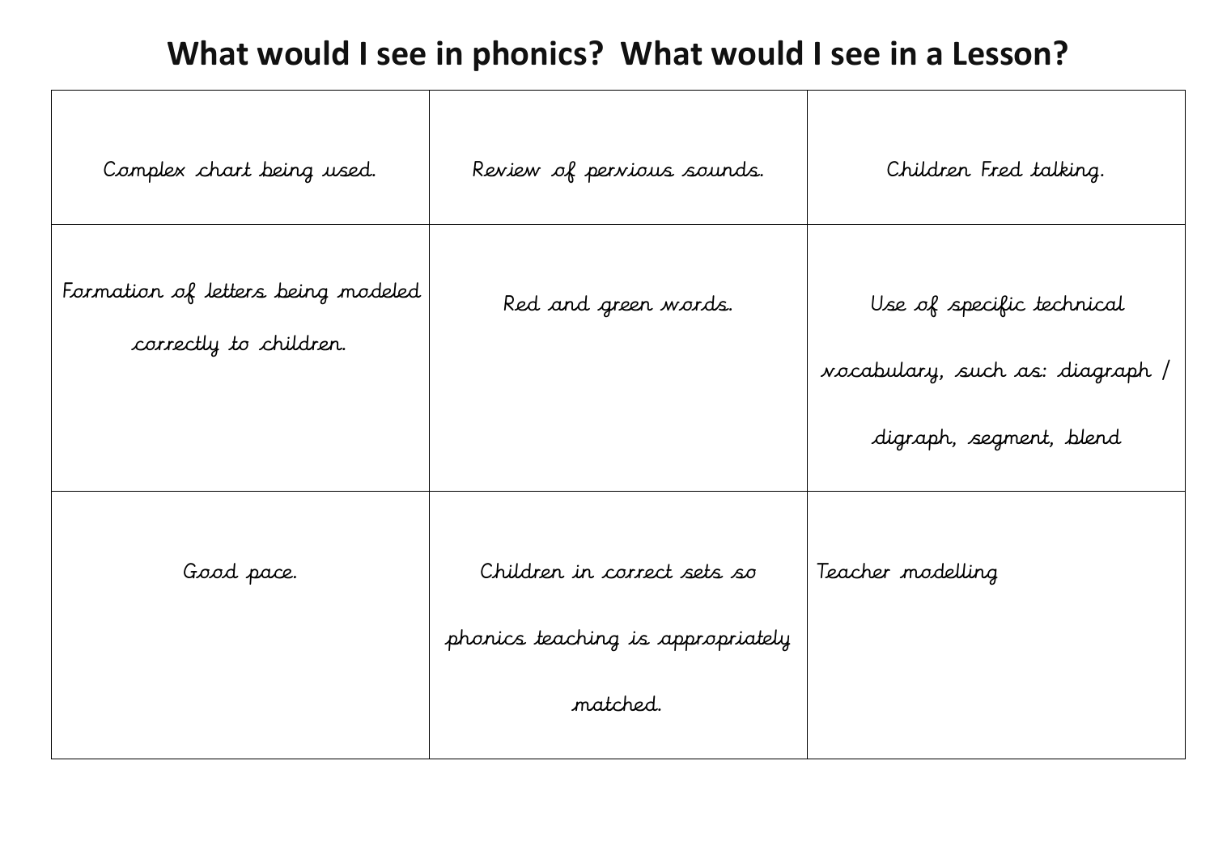# What would I see in phonics?  What would I see in a Lesson?

| | | |
|---|---|---|
| Complex chart being used. | Review of pervious sounds. | Children Fred talking. |
| Formation of letters being modeled correctly to children. | Red and green words. | Use of specific technical vocabulary, such as: diagraph / digraph, segment, blend |
| Good pace. | Children in correct sets so phonics teaching is appropriately matched. | Teacher modelling |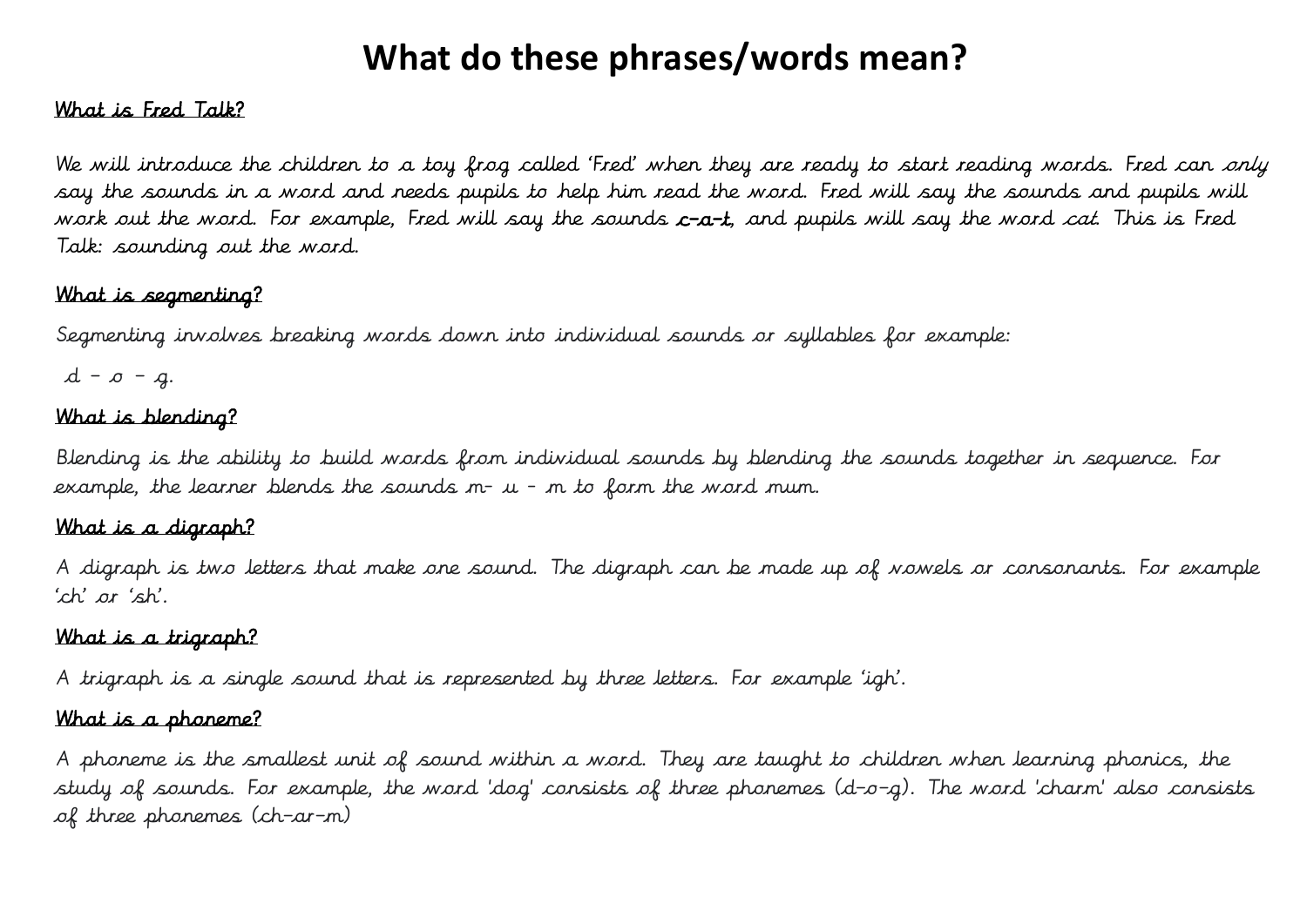# What do these phrases/words mean?

**What is Fred Talk?**

We will introduce the children to a toy frog called 'Fred' when they are ready to start reading words. Fred can *only* say the sounds in a word and needs pupils to help him read the word. Fred will say the sounds and pupils will work out the word. For example, Fred will say the sounds **c-a-t**, and pupils will say the word *cat*. This is Fred Talk: sounding out the word.

**What is segmenting?**

Segmenting involves breaking words down into individual sounds or syllables for example:

d – o – g.

**What is blending?**

Blending is the ability to build words from individual sounds by blending the sounds together in sequence. For example, the learner blends the sounds m- u - m to form the word mum.

**What is a digraph?**

A digraph is two letters that make one sound. The digraph can be made up of vowels or consonants. For example 'ch' or 'sh'.

**What is a trigraph?**

A trigraph is a single sound that is represented by three letters. For example 'igh'.

**What is a phoneme?**

A phoneme is the smallest unit of sound within a word. They are taught to children when learning phonics, the study of sounds. For example, the word 'dog' consists of three phonemes (d-o-g). The word 'charm' also consists of three phonemes (ch-ar-m)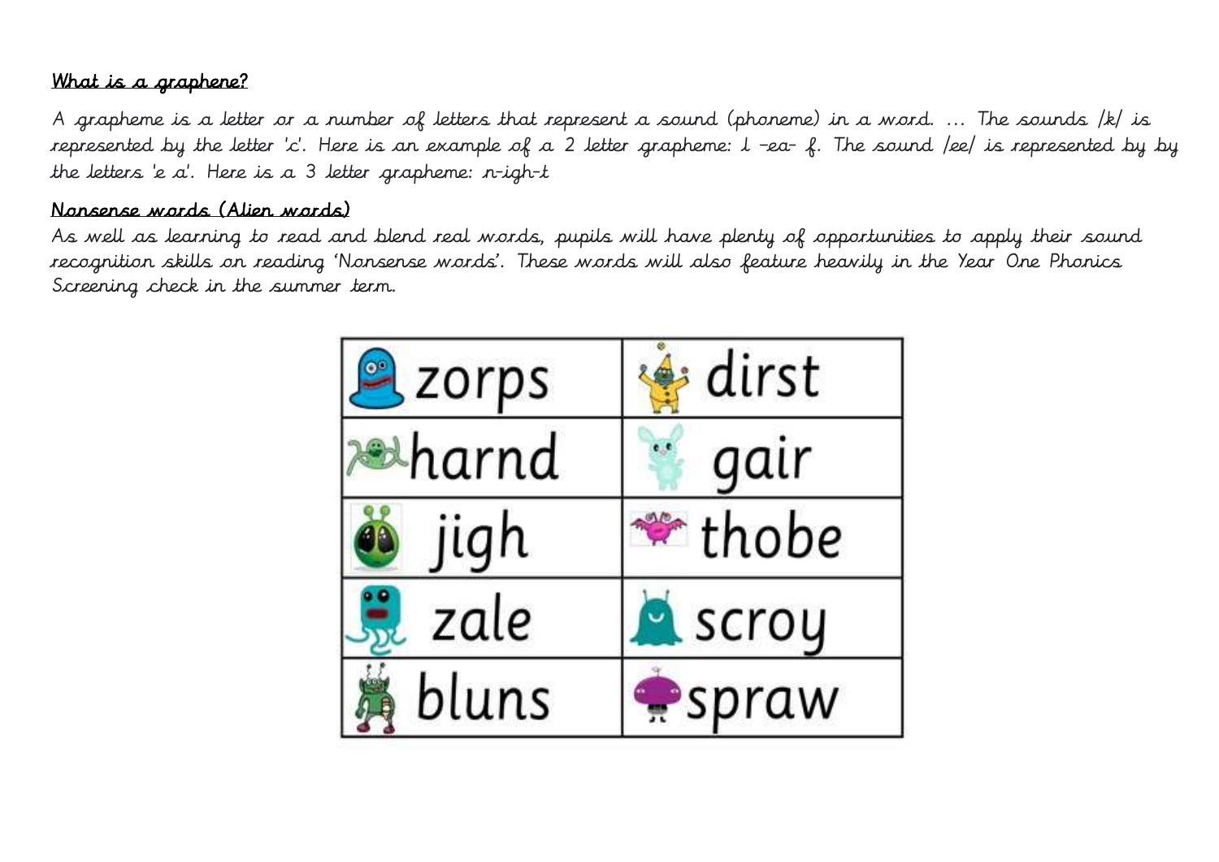## What is a graphene?

A grapheme is a letter or a number of letters that represent a sound (phoneme) in a word. ... The sounds /k/ is represented by the letter 'c'. Here is an example of a 2 letter grapheme: l -ea- f. The sound /ee/ is represented by by the letters 'e a'. Here is a 3 letter grapheme: n-igh-t

## Nonsense words (Alien words)

As well as learning to read and blend real words, pupils will have plenty of opportunities to apply their sound recognition skills on reading 'Nonsense words'. These words will also feature heavily in the Year One Phonics Screening check in the summer term.

| | |
|---|---|
| zorps | dirst |
| harnd | gair |
| jigh | thobe |
| zale | scroy |
| bluns | spraw |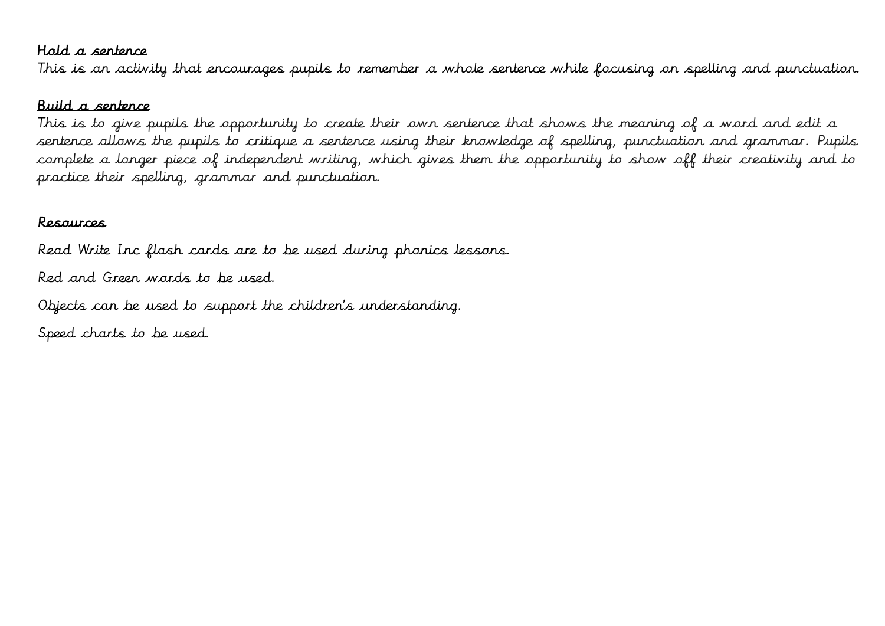**Hold a sentence**

This is an activity that encourages pupils to remember a whole sentence while focusing on spelling and punctuation.

**Build a sentence**

This is to give pupils the opportunity to create their own sentence that shows the meaning of a word and edit a sentence allows the pupils to critique a sentence using their knowledge of spelling, punctuation and grammar. Pupils complete a longer piece of independent writing, which gives them the opportunity to show off their creativity and to practice their spelling, grammar and punctuation.

**Resources**

Read Write Inc flash cards are to be used during phonics lessons.

Red and Green words to be used.

Objects can be used to support the children's understanding.

Speed charts to be used.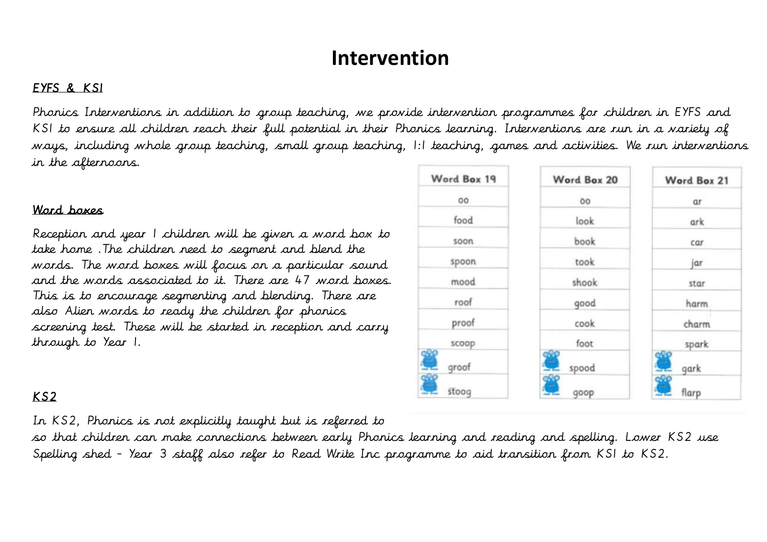# Intervention

*__EYFS & KS1__*

Phonics Interventions in addition to group teaching, we provide intervention programmes for children in EYFS and KS1 to ensure all children reach their full potential in their Phonics learning. Interventions are run in a variety of ways, including whole group teaching, small group teaching, 1:1 teaching, games and activities. We run interventions in the afternoons.

*__Word boxes__*

Reception and year 1 children will be given a word box to take home .The children need to segment and blend the words. The word boxes will focus on a particular sound and the words associated to it. There are 47 word boxes. This is to encourage segmenting and blending. There are also Alien words to ready the children for phonics screening test. These will be started in reception and carry through to Year 1.

| Word Box 19 |
| --- |
| oo |
| food |
| soon |
| spoon |
| mood |
| roof |
| proof |
| scoop |
| groof |
| stoog |

| Word Box 20 |
| --- |
| oo |
| look |
| book |
| took |
| shook |
| good |
| cook |
| foot |
| spood |
| goop |

| Word Box 21 |
| --- |
| ar |
| ark |
| car |
| jar |
| star |
| harm |
| charm |
| spark |
| gark |
| flarp |

*__KS2__*

In KS2, Phonics is not explicitly taught but is referred to so that children can make connections between early Phonics learning and reading and spelling. Lower KS2 use Spelling shed - Year 3 staff also refer to Read Write Inc programme to aid transition from KS1 to KS2.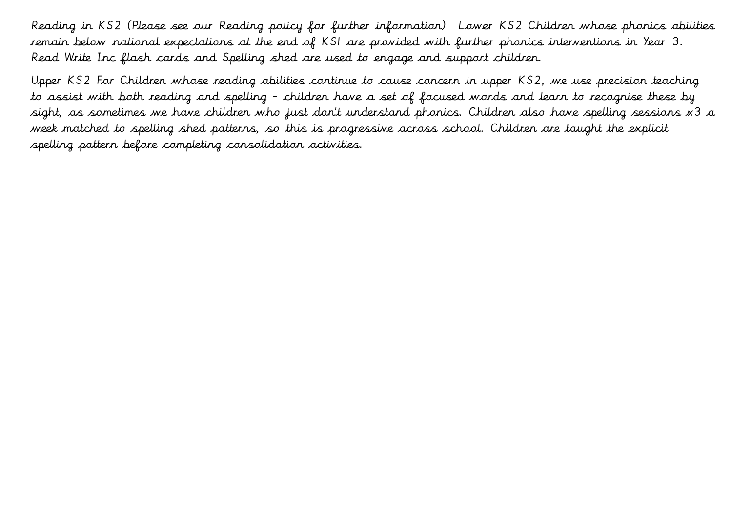Reading in KS2 (Please see our Reading policy for further information)  Lower KS2 Children whose phonics abilities remain below national expectations at the end of KS1 are provided with further phonics interventions in Year 3. Read Write Inc flash cards and Spelling shed are used to engage and support children.

Upper KS2 For Children whose reading abilities continue to cause concern in upper KS2, we use precision teaching to assist with both reading and spelling - children have a set of focused words and learn to recognise these by sight, as sometimes we have children who just don't understand phonics. Children also have spelling sessions x3 a week matched to spelling shed patterns, so this is progressive across school. Children are taught the explicit spelling pattern before completing consolidation activities.